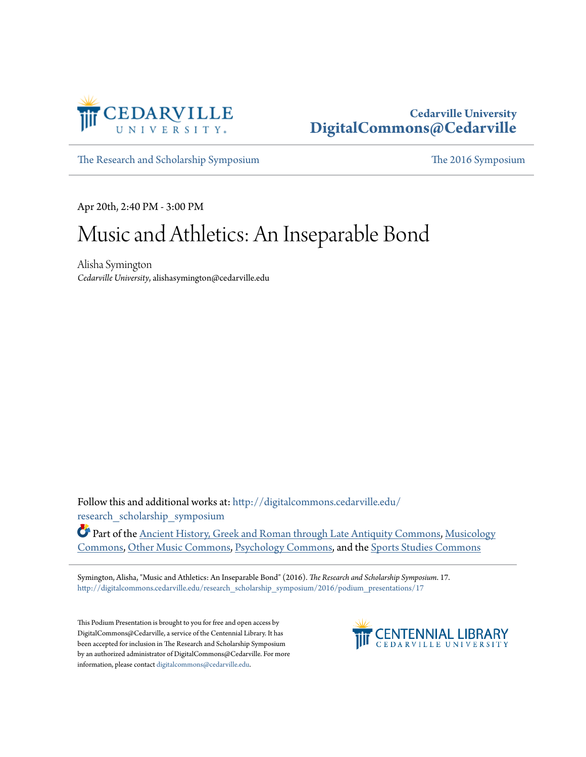Cedarville University
DigitalCommons@Cedarville

The Research and Scholarship Symposium | The 2016 Symposium

Apr 20th, 2:40 PM - 3:00 PM

# Music and Athletics: An Inseparable Bond

Alisha Symington
*Cedarville University*, alishasymington@cedarville.edu

Follow this and additional works at: http://digitalcommons.cedarville.edu/research_scholarship_symposium

Part of the Ancient History, Greek and Roman through Late Antiquity Commons, Musicology Commons, Other Music Commons, Psychology Commons, and the Sports Studies Commons

Symington, Alisha, "Music and Athletics: An Inseparable Bond" (2016). *The Research and Scholarship Symposium*. 17.
http://digitalcommons.cedarville.edu/research_scholarship_symposium/2016/podium_presentations/17

This Podium Presentation is brought to you for free and open access by DigitalCommons@Cedarville, a service of the Centennial Library. It has been accepted for inclusion in The Research and Scholarship Symposium by an authorized administrator of DigitalCommons@Cedarville. For more information, please contact digitalcommons@cedarville.edu.

CENTENNIAL LIBRARY
CEDARVILLE UNIVERSITY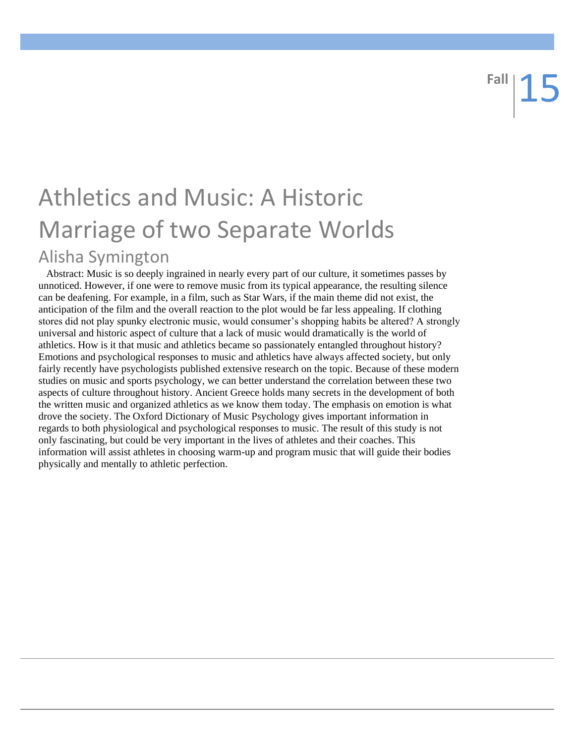# Athletics and Music: A Historic Marriage of two Separate Worlds

## Alisha Symington

Abstract: Music is so deeply ingrained in nearly every part of our culture, it sometimes passes by unnoticed. However, if one were to remove music from its typical appearance, the resulting silence can be deafening. For example, in a film, such as Star Wars, if the main theme did not exist, the anticipation of the film and the overall reaction to the plot would be far less appealing. If clothing stores did not play spunky electronic music, would consumer's shopping habits be altered? A strongly universal and historic aspect of culture that a lack of music would dramatically is the world of athletics. How is it that music and athletics became so passionately entangled throughout history? Emotions and psychological responses to music and athletics have always affected society, but only fairly recently have psychologists published extensive research on the topic. Because of these modern studies on music and sports psychology, we can better understand the correlation between these two aspects of culture throughout history. Ancient Greece holds many secrets in the development of both the written music and organized athletics as we know them today. The emphasis on emotion is what drove the society. The Oxford Dictionary of Music Psychology gives important information in regards to both physiological and psychological responses to music. The result of this study is not only fascinating, but could be very important in the lives of athletes and their coaches. This information will assist athletes in choosing warm-up and program music that will guide their bodies physically and mentally to athletic perfection.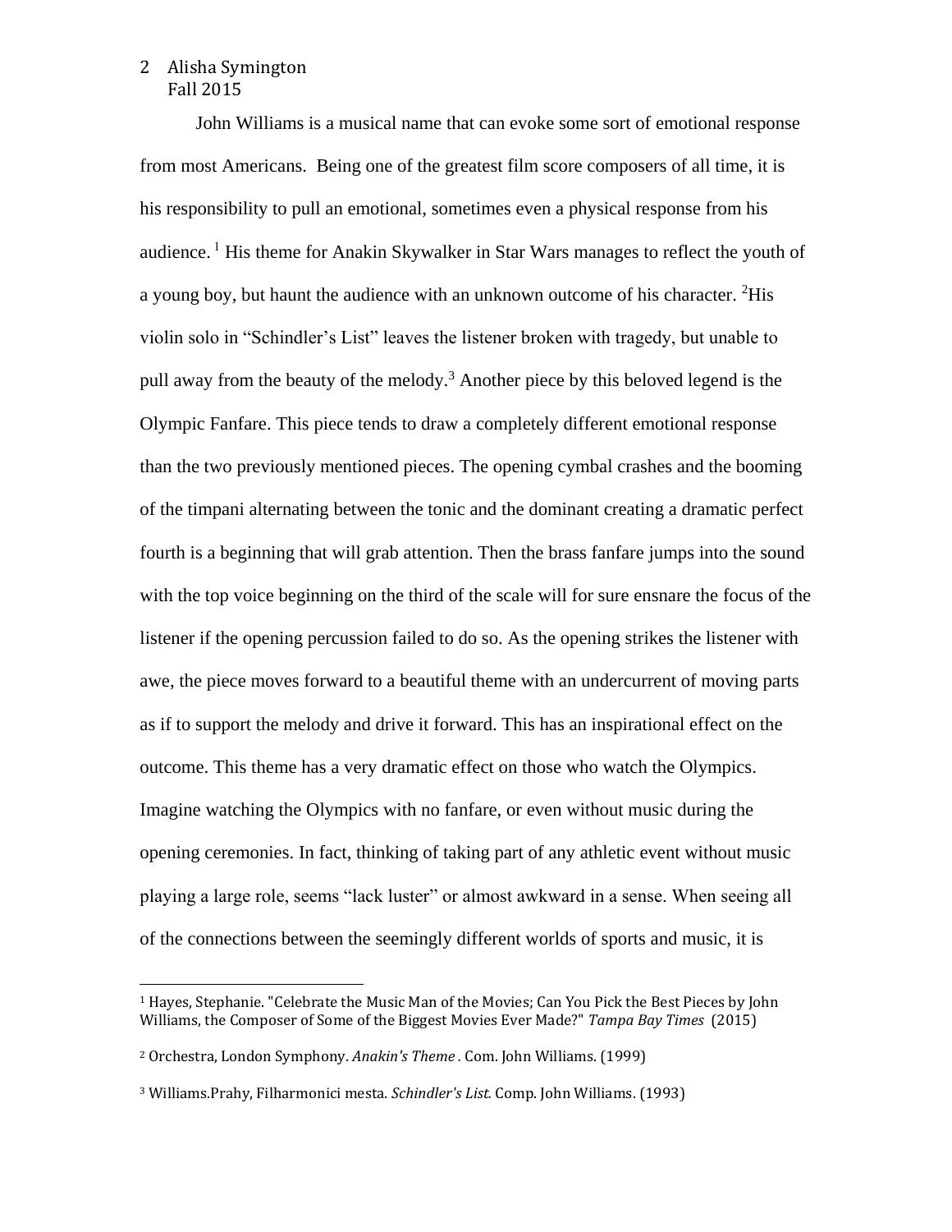John Williams is a musical name that can evoke some sort of emotional response from most Americans. Being one of the greatest film score composers of all time, it is his responsibility to pull an emotional, sometimes even a physical response from his audience. [1] His theme for Anakin Skywalker in Star Wars manages to reflect the youth of a young boy, but haunt the audience with an unknown outcome of his character. [2]His violin solo in "Schindler's List" leaves the listener broken with tragedy, but unable to pull away from the beauty of the melody.[3] Another piece by this beloved legend is the Olympic Fanfare. This piece tends to draw a completely different emotional response than the two previously mentioned pieces. The opening cymbal crashes and the booming of the timpani alternating between the tonic and the dominant creating a dramatic perfect fourth is a beginning that will grab attention. Then the brass fanfare jumps into the sound with the top voice beginning on the third of the scale will for sure ensnare the focus of the listener if the opening percussion failed to do so. As the opening strikes the listener with awe, the piece moves forward to a beautiful theme with an undercurrent of moving parts as if to support the melody and drive it forward. This has an inspirational effect on the outcome. This theme has a very dramatic effect on those who watch the Olympics. Imagine watching the Olympics with no fanfare, or even without music during the opening ceremonies. In fact, thinking of taking part of any athletic event without music playing a large role, seems "lack luster" or almost awkward in a sense. When seeing all of the connections between the seemingly different worlds of sports and music, it is

---

[1] Hayes, Stephanie. "Celebrate the Music Man of the Movies; Can You Pick the Best Pieces by John Williams, the Composer of Some of the Biggest Movies Ever Made?" *Tampa Bay Times* (2015)

[2] Orchestra, London Symphony. *Anakin's Theme* . Com. John Williams. (1999)

[3] Williams.Prahy, Filharmonici mesta. *Schindler's List.* Comp. John Williams. (1993)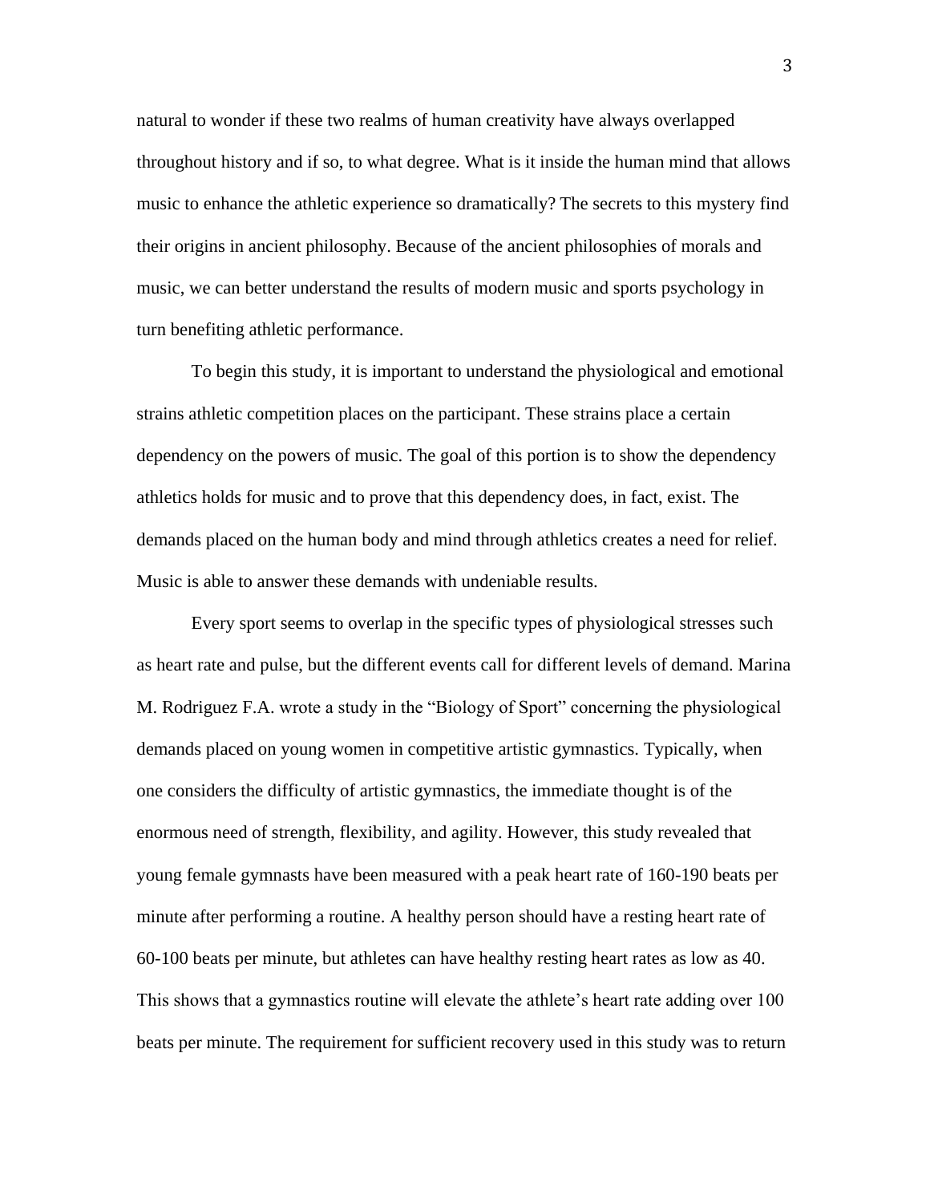natural to wonder if these two realms of human creativity have always overlapped throughout history and if so, to what degree. What is it inside the human mind that allows music to enhance the athletic experience so dramatically? The secrets to this mystery find their origins in ancient philosophy. Because of the ancient philosophies of morals and music, we can better understand the results of modern music and sports psychology in turn benefiting athletic performance.

To begin this study, it is important to understand the physiological and emotional strains athletic competition places on the participant. These strains place a certain dependency on the powers of music. The goal of this portion is to show the dependency athletics holds for music and to prove that this dependency does, in fact, exist. The demands placed on the human body and mind through athletics creates a need for relief. Music is able to answer these demands with undeniable results.

Every sport seems to overlap in the specific types of physiological stresses such as heart rate and pulse, but the different events call for different levels of demand. Marina M. Rodriguez F.A. wrote a study in the "Biology of Sport" concerning the physiological demands placed on young women in competitive artistic gymnastics. Typically, when one considers the difficulty of artistic gymnastics, the immediate thought is of the enormous need of strength, flexibility, and agility. However, this study revealed that young female gymnasts have been measured with a peak heart rate of 160-190 beats per minute after performing a routine. A healthy person should have a resting heart rate of 60-100 beats per minute, but athletes can have healthy resting heart rates as low as 40. This shows that a gymnastics routine will elevate the athlete's heart rate adding over 100 beats per minute. The requirement for sufficient recovery used in this study was to return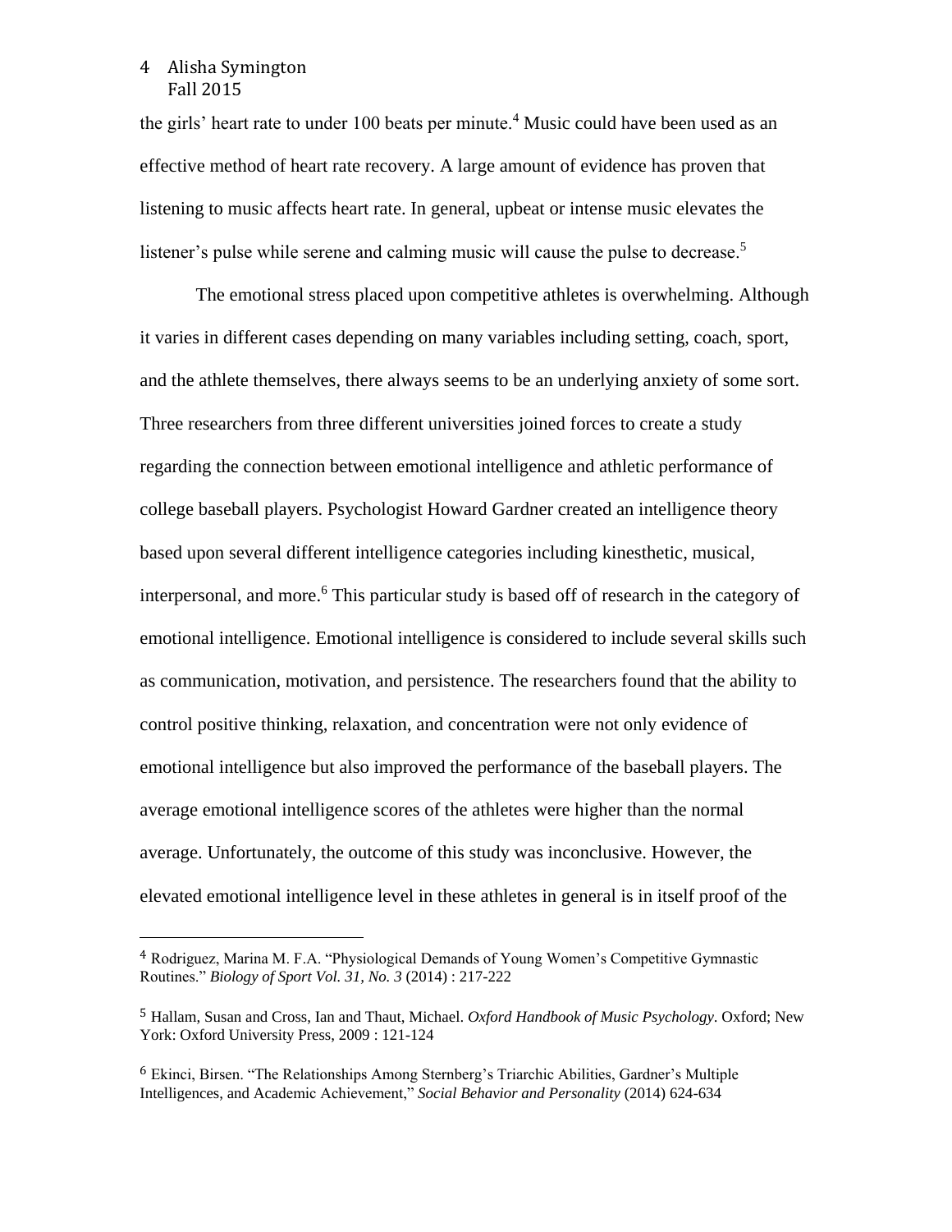the girls' heart rate to under 100 beats per minute.[4] Music could have been used as an effective method of heart rate recovery. A large amount of evidence has proven that listening to music affects heart rate. In general, upbeat or intense music elevates the listener's pulse while serene and calming music will cause the pulse to decrease.[5]

The emotional stress placed upon competitive athletes is overwhelming. Although it varies in different cases depending on many variables including setting, coach, sport, and the athlete themselves, there always seems to be an underlying anxiety of some sort. Three researchers from three different universities joined forces to create a study regarding the connection between emotional intelligence and athletic performance of college baseball players. Psychologist Howard Gardner created an intelligence theory based upon several different intelligence categories including kinesthetic, musical, interpersonal, and more.[6] This particular study is based off of research in the category of emotional intelligence. Emotional intelligence is considered to include several skills such as communication, motivation, and persistence. The researchers found that the ability to control positive thinking, relaxation, and concentration were not only evidence of emotional intelligence but also improved the performance of the baseball players. The average emotional intelligence scores of the athletes were higher than the normal average. Unfortunately, the outcome of this study was inconclusive. However, the elevated emotional intelligence level in these athletes in general is in itself proof of the

---

[4] Rodriguez, Marina M. F.A. "Physiological Demands of Young Women's Competitive Gymnastic Routines." *Biology of Sport Vol. 31, No. 3* (2014) : 217-222

[5] Hallam, Susan and Cross, Ian and Thaut, Michael. *Oxford Handbook of Music Psychology*. Oxford; New York: Oxford University Press, 2009 : 121-124

[6] Ekinci, Birsen. "The Relationships Among Sternberg's Triarchic Abilities, Gardner's Multiple Intelligences, and Academic Achievement," *Social Behavior and Personality* (2014) 624-634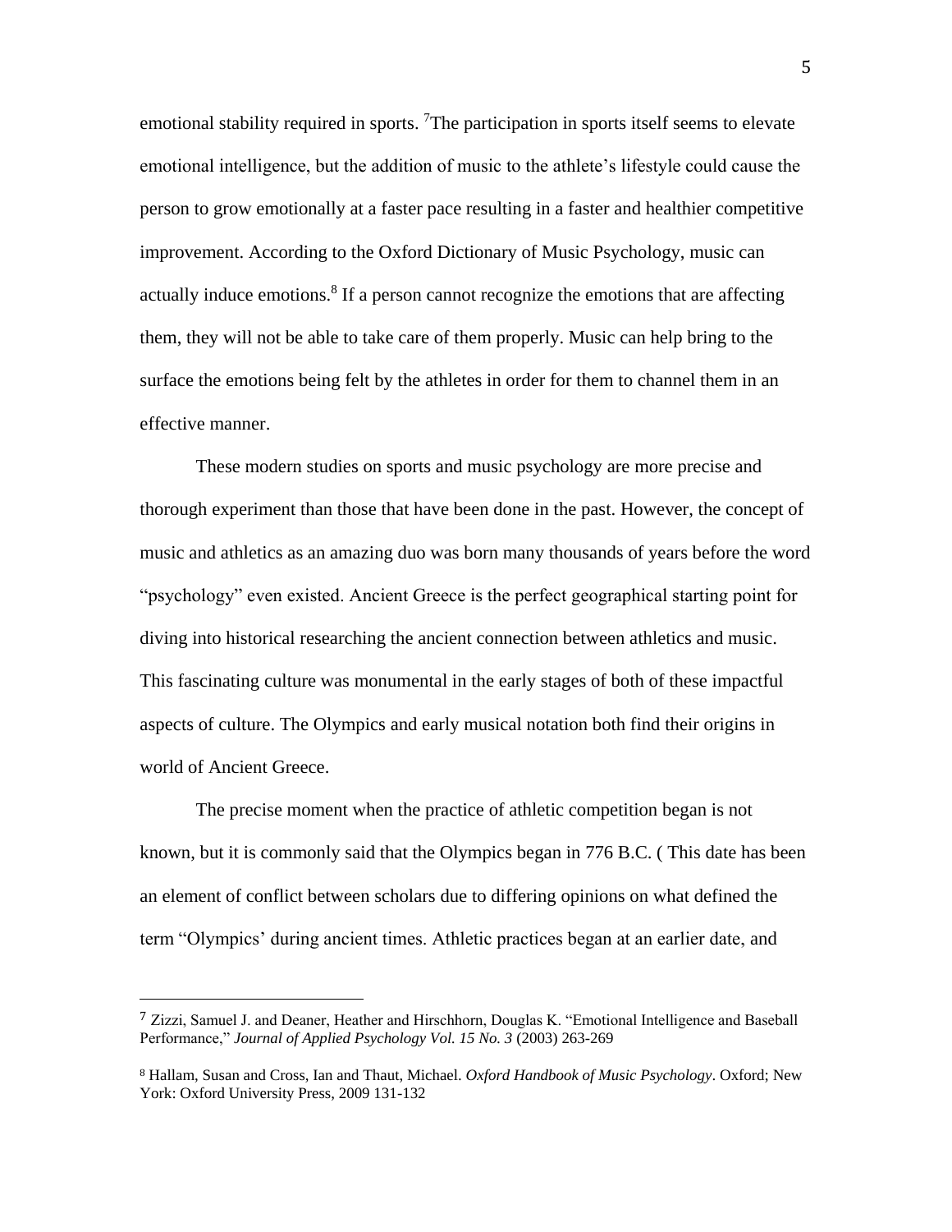emotional stability required in sports. [7]The participation in sports itself seems to elevate emotional intelligence, but the addition of music to the athlete's lifestyle could cause the person to grow emotionally at a faster pace resulting in a faster and healthier competitive improvement. According to the Oxford Dictionary of Music Psychology, music can actually induce emotions.[8] If a person cannot recognize the emotions that are affecting them, they will not be able to take care of them properly. Music can help bring to the surface the emotions being felt by the athletes in order for them to channel them in an effective manner.

These modern studies on sports and music psychology are more precise and thorough experiment than those that have been done in the past. However, the concept of music and athletics as an amazing duo was born many thousands of years before the word "psychology" even existed. Ancient Greece is the perfect geographical starting point for diving into historical researching the ancient connection between athletics and music. This fascinating culture was monumental in the early stages of both of these impactful aspects of culture. The Olympics and early musical notation both find their origins in world of Ancient Greece.

The precise moment when the practice of athletic competition began is not known, but it is commonly said that the Olympics began in 776 B.C. ( This date has been an element of conflict between scholars due to differing opinions on what defined the term "Olympics' during ancient times. Athletic practices began at an earlier date, and

---

[7] Zizzi, Samuel J. and Deaner, Heather and Hirschhorn, Douglas K. "Emotional Intelligence and Baseball Performance," *Journal of Applied Psychology Vol. 15 No. 3* (2003) 263-269

[8] Hallam, Susan and Cross, Ian and Thaut, Michael. *Oxford Handbook of Music Psychology*. Oxford; New York: Oxford University Press, 2009 131-132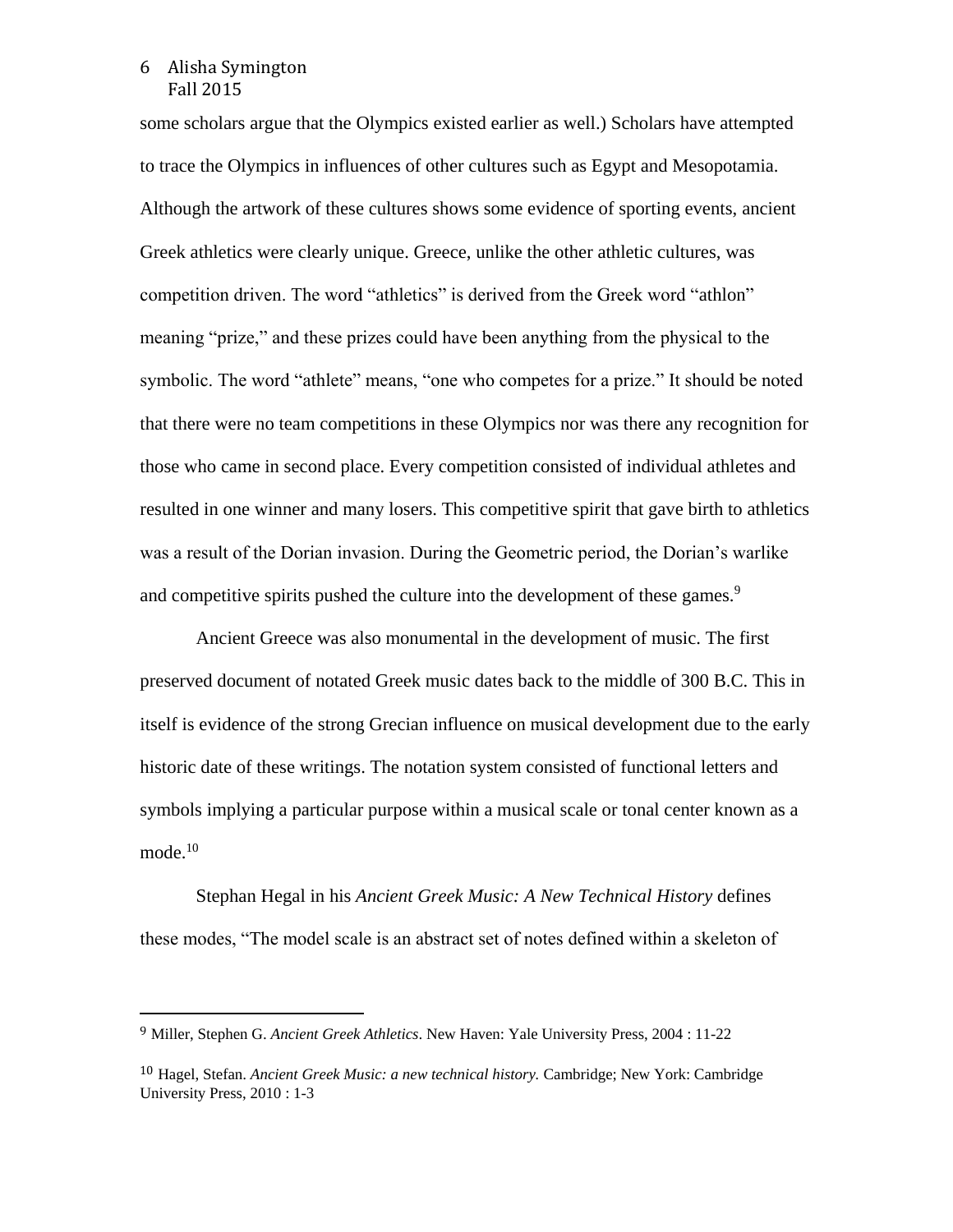some scholars argue that the Olympics existed earlier as well.) Scholars have attempted to trace the Olympics in influences of other cultures such as Egypt and Mesopotamia. Although the artwork of these cultures shows some evidence of sporting events, ancient Greek athletics were clearly unique. Greece, unlike the other athletic cultures, was competition driven. The word "athletics" is derived from the Greek word "athlon" meaning "prize," and these prizes could have been anything from the physical to the symbolic. The word "athlete" means, "one who competes for a prize." It should be noted that there were no team competitions in these Olympics nor was there any recognition for those who came in second place. Every competition consisted of individual athletes and resulted in one winner and many losers. This competitive spirit that gave birth to athletics was a result of the Dorian invasion. During the Geometric period, the Dorian's warlike and competitive spirits pushed the culture into the development of these games.[9]

Ancient Greece was also monumental in the development of music. The first preserved document of notated Greek music dates back to the middle of 300 B.C. This in itself is evidence of the strong Grecian influence on musical development due to the early historic date of these writings. The notation system consisted of functional letters and symbols implying a particular purpose within a musical scale or tonal center known as a mode.[10]

Stephan Hegal in his *Ancient Greek Music: A New Technical History* defines these modes, "The model scale is an abstract set of notes defined within a skeleton of

---

[9] Miller, Stephen G. *Ancient Greek Athletics*. New Haven: Yale University Press, 2004 : 11-22

[10] Hagel, Stefan. *Ancient Greek Music: a new technical history.* Cambridge; New York: Cambridge University Press, 2010 : 1-3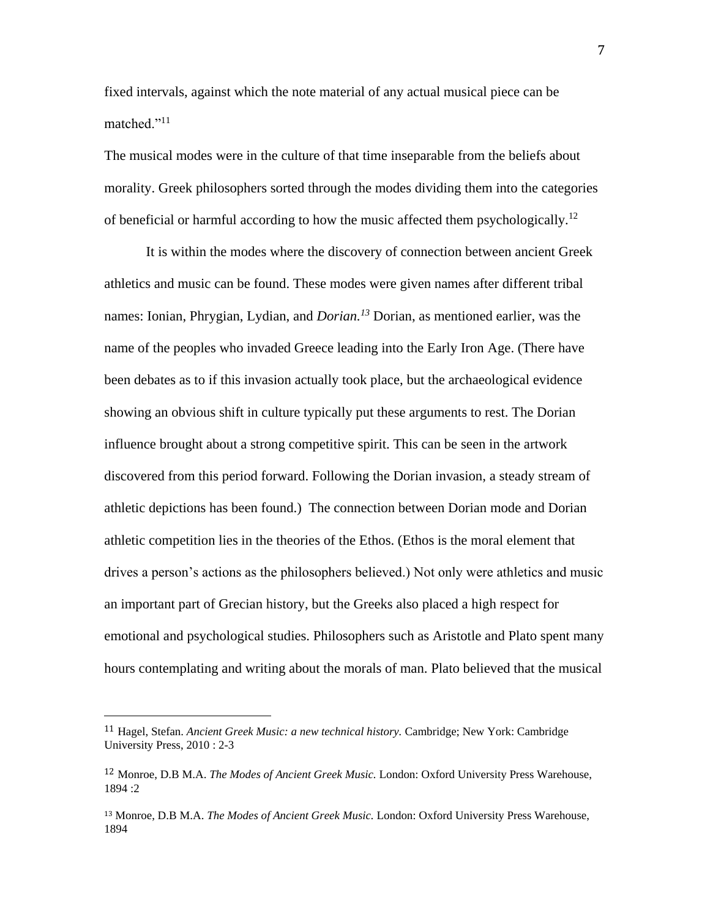fixed intervals, against which the note material of any actual musical piece can be matched."[11]

The musical modes were in the culture of that time inseparable from the beliefs about morality. Greek philosophers sorted through the modes dividing them into the categories of beneficial or harmful according to how the music affected them psychologically.[12]

It is within the modes where the discovery of connection between ancient Greek athletics and music can be found. These modes were given names after different tribal names: Ionian, Phrygian, Lydian, and *Dorian.[13]* Dorian, as mentioned earlier, was the name of the peoples who invaded Greece leading into the Early Iron Age. (There have been debates as to if this invasion actually took place, but the archaeological evidence showing an obvious shift in culture typically put these arguments to rest. The Dorian influence brought about a strong competitive spirit. This can be seen in the artwork discovered from this period forward. Following the Dorian invasion, a steady stream of athletic depictions has been found.) The connection between Dorian mode and Dorian athletic competition lies in the theories of the Ethos. (Ethos is the moral element that drives a person's actions as the philosophers believed.) Not only were athletics and music an important part of Grecian history, but the Greeks also placed a high respect for emotional and psychological studies. Philosophers such as Aristotle and Plato spent many hours contemplating and writing about the morals of man. Plato believed that the musical

---

[11] Hagel, Stefan. *Ancient Greek Music: a new technical history.* Cambridge; New York: Cambridge University Press, 2010 : 2-3

[12] Monroe, D.B M.A. *The Modes of Ancient Greek Music.* London: Oxford University Press Warehouse, 1894 :2

[13] Monroe, D.B M.A. *The Modes of Ancient Greek Music.* London: Oxford University Press Warehouse, 1894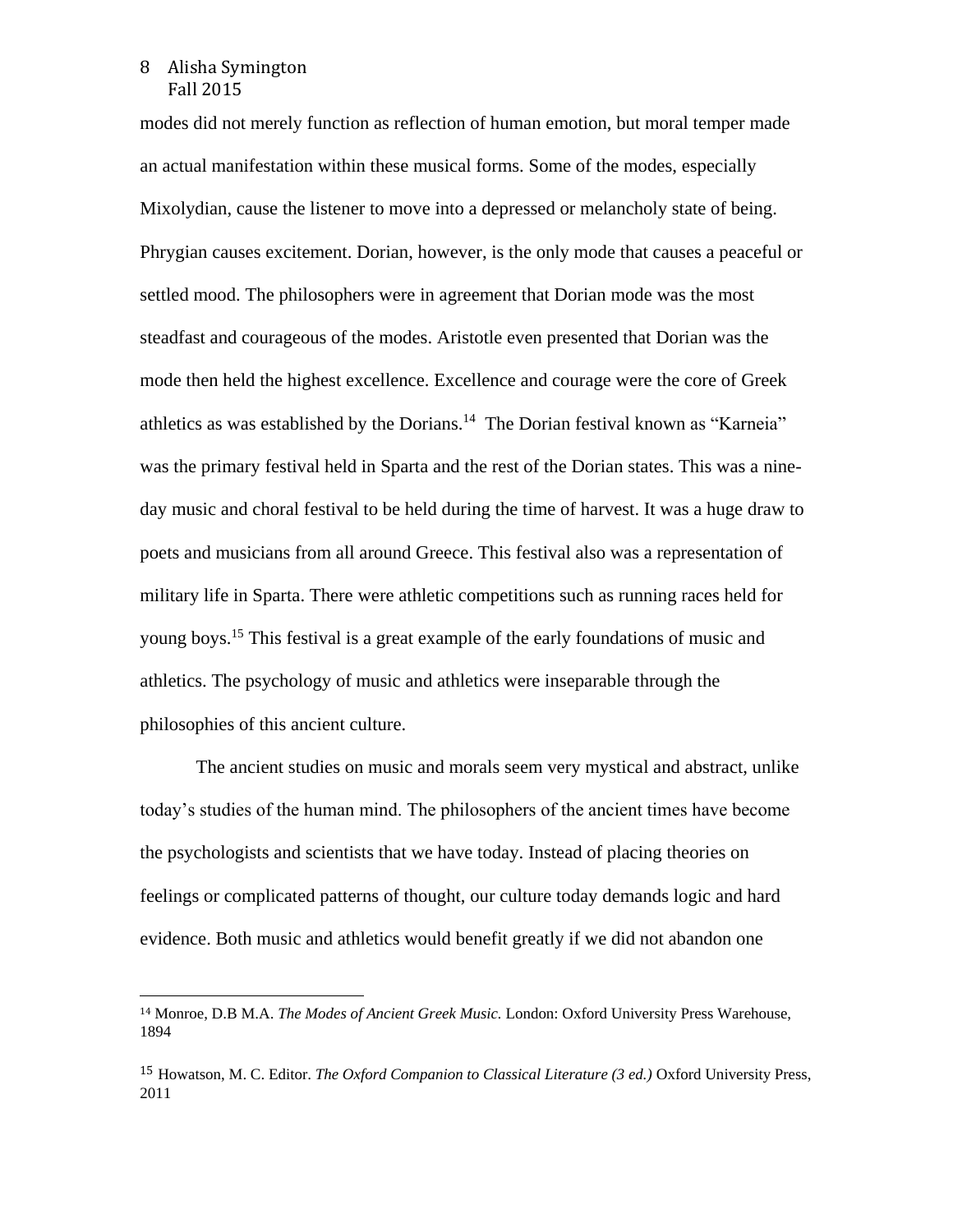modes did not merely function as reflection of human emotion, but moral temper made an actual manifestation within these musical forms. Some of the modes, especially Mixolydian, cause the listener to move into a depressed or melancholy state of being. Phrygian causes excitement. Dorian, however, is the only mode that causes a peaceful or settled mood. The philosophers were in agreement that Dorian mode was the most steadfast and courageous of the modes. Aristotle even presented that Dorian was the mode then held the highest excellence. Excellence and courage were the core of Greek athletics as was established by the Dorians.[14] The Dorian festival known as "Karneia" was the primary festival held in Sparta and the rest of the Dorian states. This was a nine-day music and choral festival to be held during the time of harvest. It was a huge draw to poets and musicians from all around Greece. This festival also was a representation of military life in Sparta. There were athletic competitions such as running races held for young boys.[15] This festival is a great example of the early foundations of music and athletics. The psychology of music and athletics were inseparable through the philosophies of this ancient culture.

The ancient studies on music and morals seem very mystical and abstract, unlike today's studies of the human mind. The philosophers of the ancient times have become the psychologists and scientists that we have today. Instead of placing theories on feelings or complicated patterns of thought, our culture today demands logic and hard evidence. Both music and athletics would benefit greatly if we did not abandon one

---

[14] Monroe, D.B M.A. *The Modes of Ancient Greek Music.* London: Oxford University Press Warehouse, 1894

[15] Howatson, M. C. Editor. *The Oxford Companion to Classical Literature (3 ed.)* Oxford University Press, 2011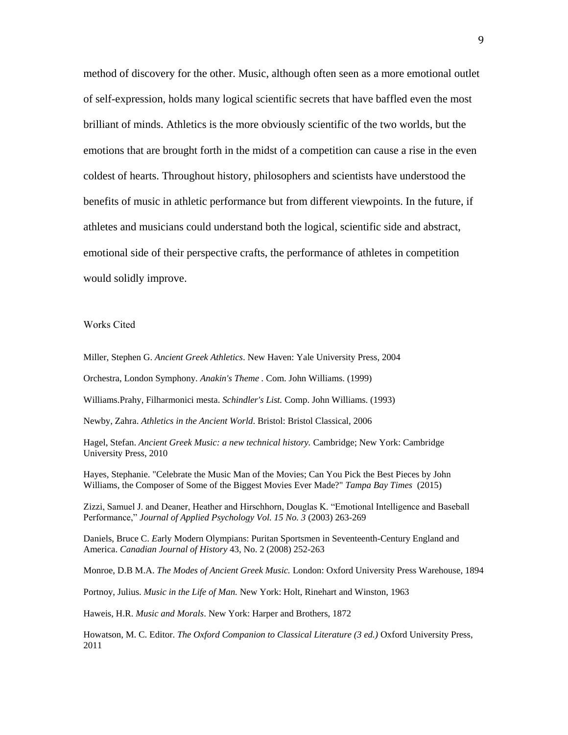method of discovery for the other. Music, although often seen as a more emotional outlet of self-expression, holds many logical scientific secrets that have baffled even the most brilliant of minds. Athletics is the more obviously scientific of the two worlds, but the emotions that are brought forth in the midst of a competition can cause a rise in the even coldest of hearts. Throughout history, philosophers and scientists have understood the benefits of music in athletic performance but from different viewpoints. In the future, if athletes and musicians could understand both the logical, scientific side and abstract, emotional side of their perspective crafts, the performance of athletes in competition would solidly improve.

## Works Cited

Miller, Stephen G. *Ancient Greek Athletics*. New Haven: Yale University Press, 2004

Orchestra, London Symphony. *Anakin's Theme* . Com. John Williams. (1999)

Williams.Prahy, Filharmonici mesta. *Schindler's List.* Comp. John Williams. (1993)

Newby, Zahra. *Athletics in the Ancient World*. Bristol: Bristol Classical, 2006

Hagel, Stefan. *Ancient Greek Music: a new technical history.* Cambridge; New York: Cambridge University Press, 2010

Hayes, Stephanie. "Celebrate the Music Man of the Movies; Can You Pick the Best Pieces by John Williams, the Composer of Some of the Biggest Movies Ever Made?" *Tampa Bay Times* (2015)

Zizzi, Samuel J. and Deaner, Heather and Hirschhorn, Douglas K. "Emotional Intelligence and Baseball Performance," *Journal of Applied Psychology Vol. 15 No. 3* (2003) 263-269

Daniels, Bruce C. *E*arly Modern Olympians: Puritan Sportsmen in Seventeenth-Century England and America. *Canadian Journal of History* 43, No. 2 (2008) 252-263

Monroe, D.B M.A. *The Modes of Ancient Greek Music.* London: Oxford University Press Warehouse, 1894

Portnoy, Julius. *Music in the Life of Man.* New York: Holt, Rinehart and Winston, 1963

Haweis, H.R. *Music and Morals*. New York: Harper and Brothers, 1872

Howatson, M. C. Editor. *The Oxford Companion to Classical Literature (3 ed.)* Oxford University Press, 2011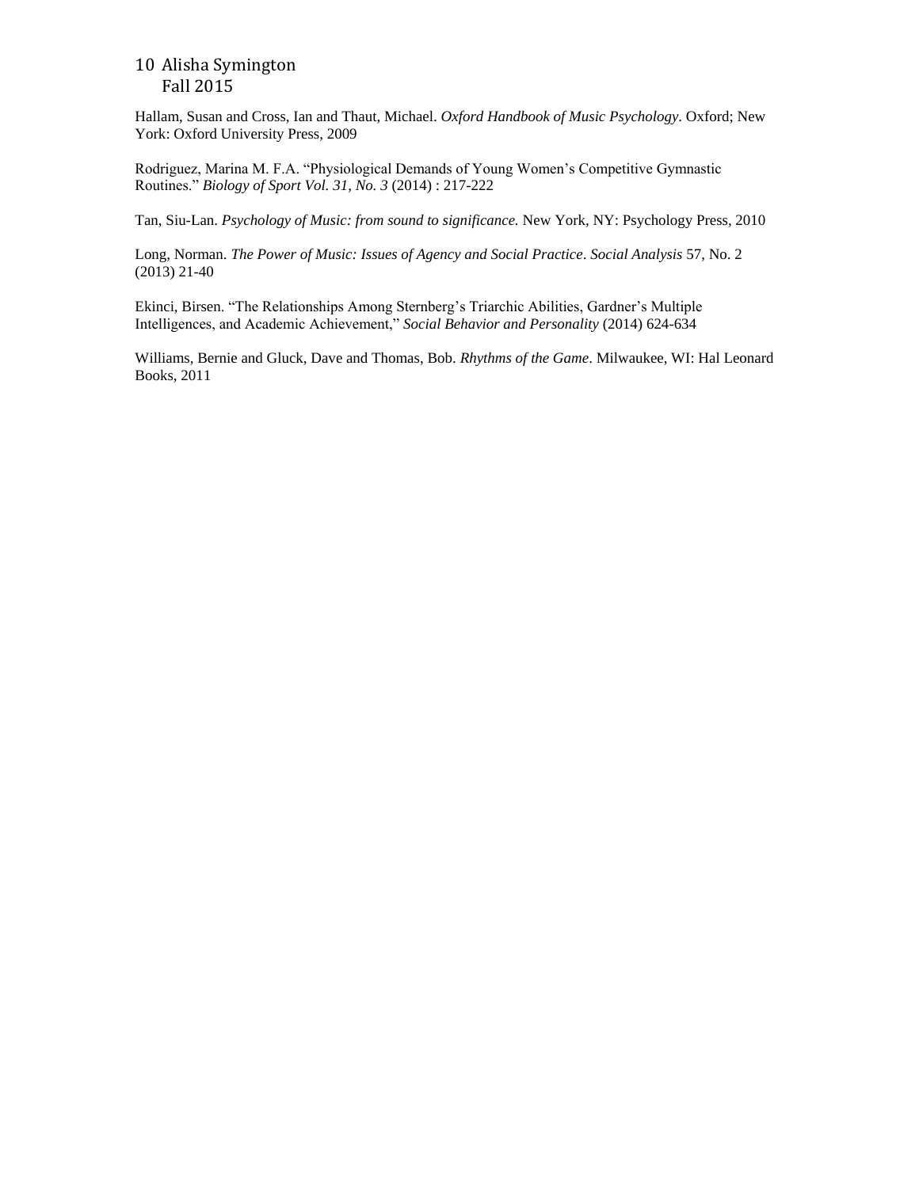Hallam, Susan and Cross, Ian and Thaut, Michael. *Oxford Handbook of Music Psychology*. Oxford; New York: Oxford University Press, 2009

Rodriguez, Marina M. F.A. "Physiological Demands of Young Women's Competitive Gymnastic Routines." *Biology of Sport Vol. 31, No. 3* (2014) : 217-222

Tan, Siu-Lan. *Psychology of Music: from sound to significance.* New York, NY: Psychology Press, 2010

Long, Norman. *The Power of Music: Issues of Agency and Social Practice*. *Social Analysis* 57, No. 2 (2013) 21-40

Ekinci, Birsen. "The Relationships Among Sternberg's Triarchic Abilities, Gardner's Multiple Intelligences, and Academic Achievement," *Social Behavior and Personality* (2014) 624-634

Williams, Bernie and Gluck, Dave and Thomas, Bob. *Rhythms of the Game*. Milwaukee, WI: Hal Leonard Books, 2011